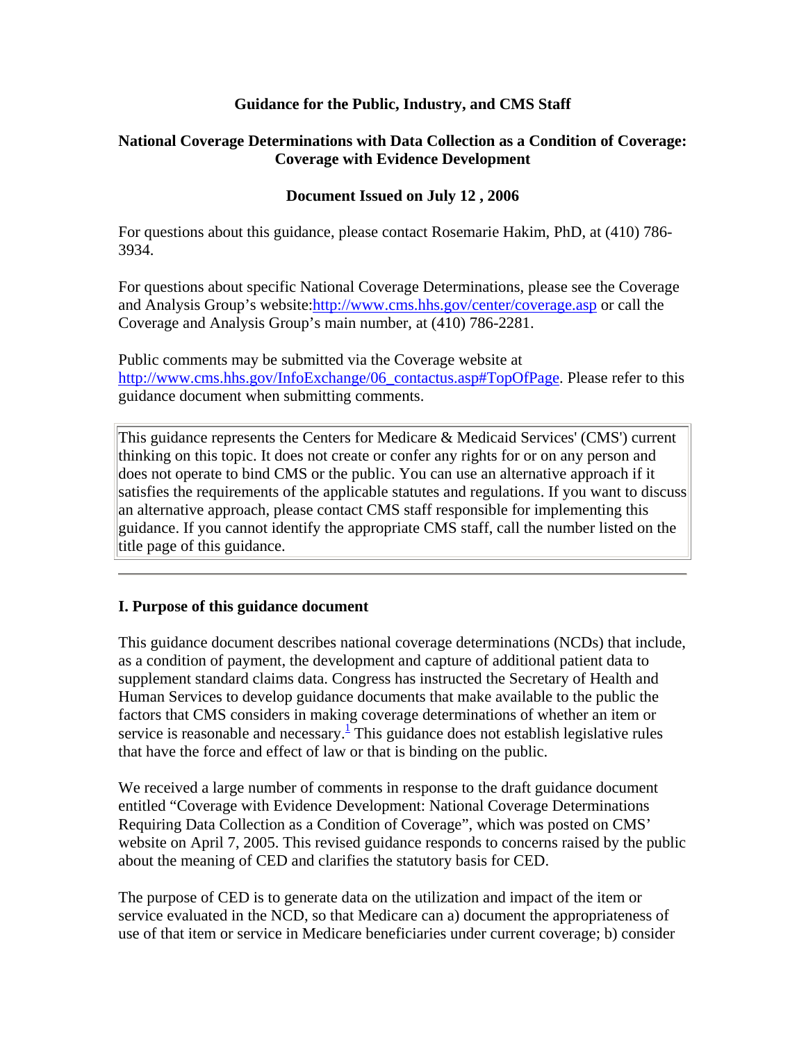# Guidance for the Public, Industry, and CMS Staff

## National Coverage Determinations with Data Collection as a Condition of Coverage: Coverage with Evidence Development

### Document Issued on July 12 , 2006

For questions about this guidance, please contact Rosemarie Hakim, PhD, at (410) 786-3934.

For questions about specific National Coverage Determinations, please see the Coverage and Analysis Group's website:http://www.cms.hhs.gov/center/coverage.asp or call the Coverage and Analysis Group's main number, at (410) 786-2281.

Public comments may be submitted via the Coverage website at http://www.cms.hhs.gov/InfoExchange/06_contactus.asp#TopOfPage. Please refer to this guidance document when submitting comments.

> This guidance represents the Centers for Medicare & Medicaid Services' (CMS') current thinking on this topic. It does not create or confer any rights for or on any person and does not operate to bind CMS or the public. You can use an alternative approach if it satisfies the requirements of the applicable statutes and regulations. If you want to discuss an alternative approach, please contact CMS staff responsible for implementing this guidance. If you cannot identify the appropriate CMS staff, call the number listed on the title page of this guidance.

---

## I. Purpose of this guidance document

This guidance document describes national coverage determinations (NCDs) that include, as a condition of payment, the development and capture of additional patient data to supplement standard claims data. Congress has instructed the Secretary of Health and Human Services to develop guidance documents that make available to the public the factors that CMS considers in making coverage determinations of whether an item or service is reasonable and necessary.[1] This guidance does not establish legislative rules that have the force and effect of law or that is binding on the public.

We received a large number of comments in response to the draft guidance document entitled "Coverage with Evidence Development: National Coverage Determinations Requiring Data Collection as a Condition of Coverage", which was posted on CMS' website on April 7, 2005. This revised guidance responds to concerns raised by the public about the meaning of CED and clarifies the statutory basis for CED.

The purpose of CED is to generate data on the utilization and impact of the item or service evaluated in the NCD, so that Medicare can a) document the appropriateness of use of that item or service in Medicare beneficiaries under current coverage; b) consider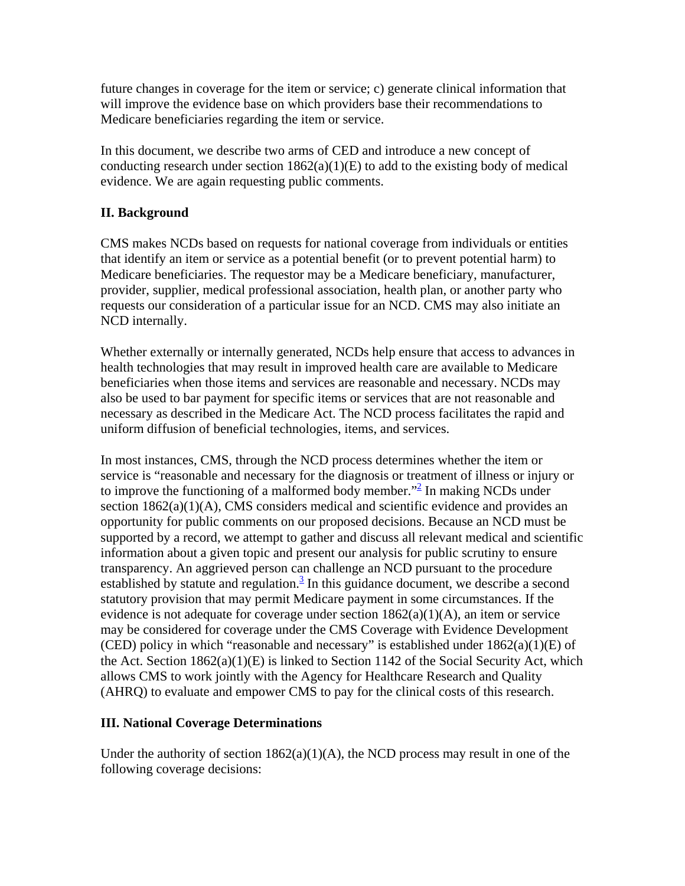future changes in coverage for the item or service; c) generate clinical information that will improve the evidence base on which providers base their recommendations to Medicare beneficiaries regarding the item or service.

In this document, we describe two arms of CED and introduce a new concept of conducting research under section 1862(a)(1)(E) to add to the existing body of medical evidence. We are again requesting public comments.

## II. Background

CMS makes NCDs based on requests for national coverage from individuals or entities that identify an item or service as a potential benefit (or to prevent potential harm) to Medicare beneficiaries. The requestor may be a Medicare beneficiary, manufacturer, provider, supplier, medical professional association, health plan, or another party who requests our consideration of a particular issue for an NCD. CMS may also initiate an NCD internally.

Whether externally or internally generated, NCDs help ensure that access to advances in health technologies that may result in improved health care are available to Medicare beneficiaries when those items and services are reasonable and necessary. NCDs may also be used to bar payment for specific items or services that are not reasonable and necessary as described in the Medicare Act. The NCD process facilitates the rapid and uniform diffusion of beneficial technologies, items, and services.

In most instances, CMS, through the NCD process determines whether the item or service is "reasonable and necessary for the diagnosis or treatment of illness or injury or to improve the functioning of a malformed body member."[2] In making NCDs under section 1862(a)(1)(A), CMS considers medical and scientific evidence and provides an opportunity for public comments on our proposed decisions. Because an NCD must be supported by a record, we attempt to gather and discuss all relevant medical and scientific information about a given topic and present our analysis for public scrutiny to ensure transparency. An aggrieved person can challenge an NCD pursuant to the procedure established by statute and regulation.[3] In this guidance document, we describe a second statutory provision that may permit Medicare payment in some circumstances. If the evidence is not adequate for coverage under section 1862(a)(1)(A), an item or service may be considered for coverage under the CMS Coverage with Evidence Development (CED) policy in which "reasonable and necessary" is established under 1862(a)(1)(E) of the Act. Section 1862(a)(1)(E) is linked to Section 1142 of the Social Security Act, which allows CMS to work jointly with the Agency for Healthcare Research and Quality (AHRQ) to evaluate and empower CMS to pay for the clinical costs of this research.

## III. National Coverage Determinations

Under the authority of section 1862(a)(1)(A), the NCD process may result in one of the following coverage decisions: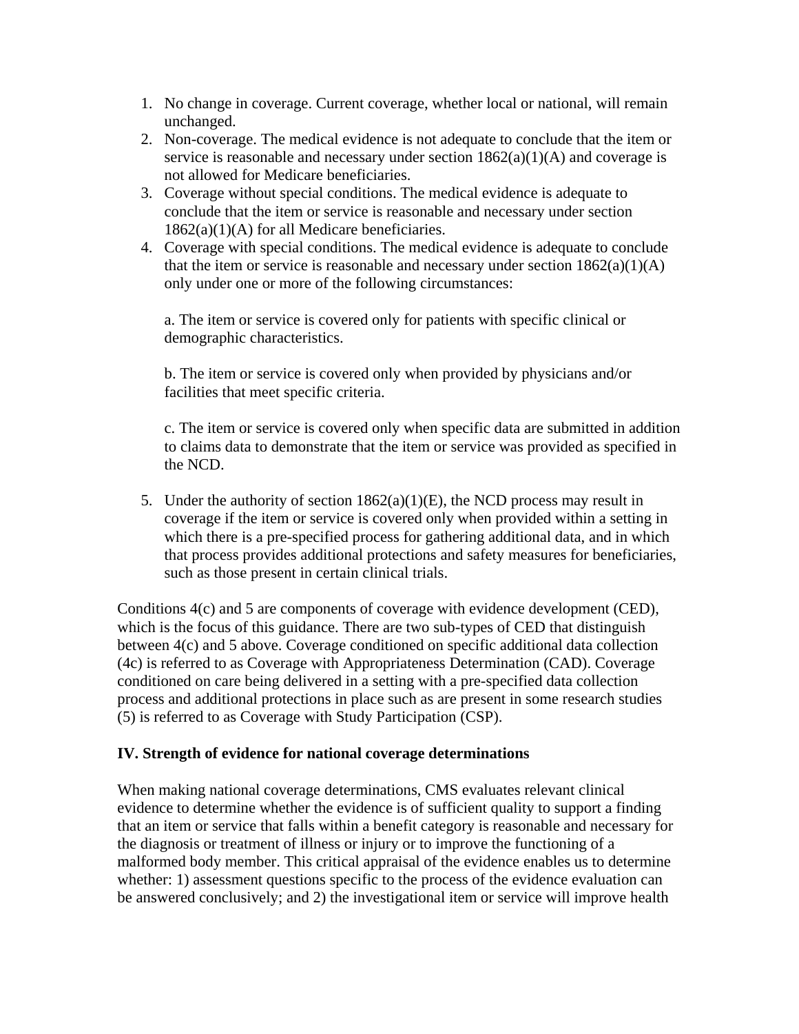1. No change in coverage. Current coverage, whether local or national, will remain unchanged.
2. Non-coverage. The medical evidence is not adequate to conclude that the item or service is reasonable and necessary under section 1862(a)(1)(A) and coverage is not allowed for Medicare beneficiaries.
3. Coverage without special conditions. The medical evidence is adequate to conclude that the item or service is reasonable and necessary under section 1862(a)(1)(A) for all Medicare beneficiaries.
4. Coverage with special conditions. The medical evidence is adequate to conclude that the item or service is reasonable and necessary under section 1862(a)(1)(A) only under one or more of the following circumstances:

   a. The item or service is covered only for patients with specific clinical or demographic characteristics.

   b. The item or service is covered only when provided by physicians and/or facilities that meet specific criteria.

   c. The item or service is covered only when specific data are submitted in addition to claims data to demonstrate that the item or service was provided as specified in the NCD.

5. Under the authority of section 1862(a)(1)(E), the NCD process may result in coverage if the item or service is covered only when provided within a setting in which there is a pre-specified process for gathering additional data, and in which that process provides additional protections and safety measures for beneficiaries, such as those present in certain clinical trials.

Conditions 4(c) and 5 are components of coverage with evidence development (CED), which is the focus of this guidance. There are two sub-types of CED that distinguish between 4(c) and 5 above. Coverage conditioned on specific additional data collection (4c) is referred to as Coverage with Appropriateness Determination (CAD). Coverage conditioned on care being delivered in a setting with a pre-specified data collection process and additional protections in place such as are present in some research studies (5) is referred to as Coverage with Study Participation (CSP).

**IV. Strength of evidence for national coverage determinations**

When making national coverage determinations, CMS evaluates relevant clinical evidence to determine whether the evidence is of sufficient quality to support a finding that an item or service that falls within a benefit category is reasonable and necessary for the diagnosis or treatment of illness or injury or to improve the functioning of a malformed body member. This critical appraisal of the evidence enables us to determine whether: 1) assessment questions specific to the process of the evidence evaluation can be answered conclusively; and 2) the investigational item or service will improve health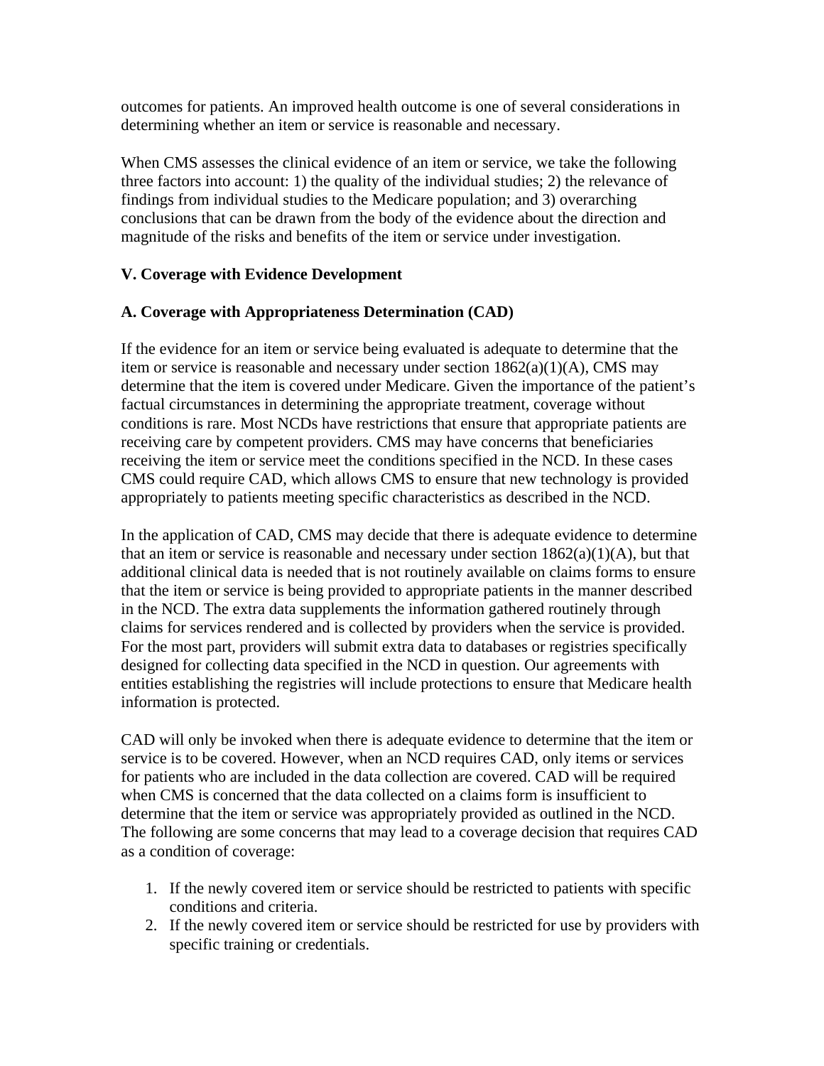outcomes for patients. An improved health outcome is one of several considerations in determining whether an item or service is reasonable and necessary.

When CMS assesses the clinical evidence of an item or service, we take the following three factors into account: 1) the quality of the individual studies; 2) the relevance of findings from individual studies to the Medicare population; and 3) overarching conclusions that can be drawn from the body of the evidence about the direction and magnitude of the risks and benefits of the item or service under investigation.

## V. Coverage with Evidence Development

### A. Coverage with Appropriateness Determination (CAD)

If the evidence for an item or service being evaluated is adequate to determine that the item or service is reasonable and necessary under section 1862(a)(1)(A), CMS may determine that the item is covered under Medicare. Given the importance of the patient's factual circumstances in determining the appropriate treatment, coverage without conditions is rare. Most NCDs have restrictions that ensure that appropriate patients are receiving care by competent providers. CMS may have concerns that beneficiaries receiving the item or service meet the conditions specified in the NCD. In these cases CMS could require CAD, which allows CMS to ensure that new technology is provided appropriately to patients meeting specific characteristics as described in the NCD.

In the application of CAD, CMS may decide that there is adequate evidence to determine that an item or service is reasonable and necessary under section 1862(a)(1)(A), but that additional clinical data is needed that is not routinely available on claims forms to ensure that the item or service is being provided to appropriate patients in the manner described in the NCD. The extra data supplements the information gathered routinely through claims for services rendered and is collected by providers when the service is provided. For the most part, providers will submit extra data to databases or registries specifically designed for collecting data specified in the NCD in question. Our agreements with entities establishing the registries will include protections to ensure that Medicare health information is protected.

CAD will only be invoked when there is adequate evidence to determine that the item or service is to be covered. However, when an NCD requires CAD, only items or services for patients who are included in the data collection are covered. CAD will be required when CMS is concerned that the data collected on a claims form is insufficient to determine that the item or service was appropriately provided as outlined in the NCD. The following are some concerns that may lead to a coverage decision that requires CAD as a condition of coverage:

1. If the newly covered item or service should be restricted to patients with specific conditions and criteria.
2. If the newly covered item or service should be restricted for use by providers with specific training or credentials.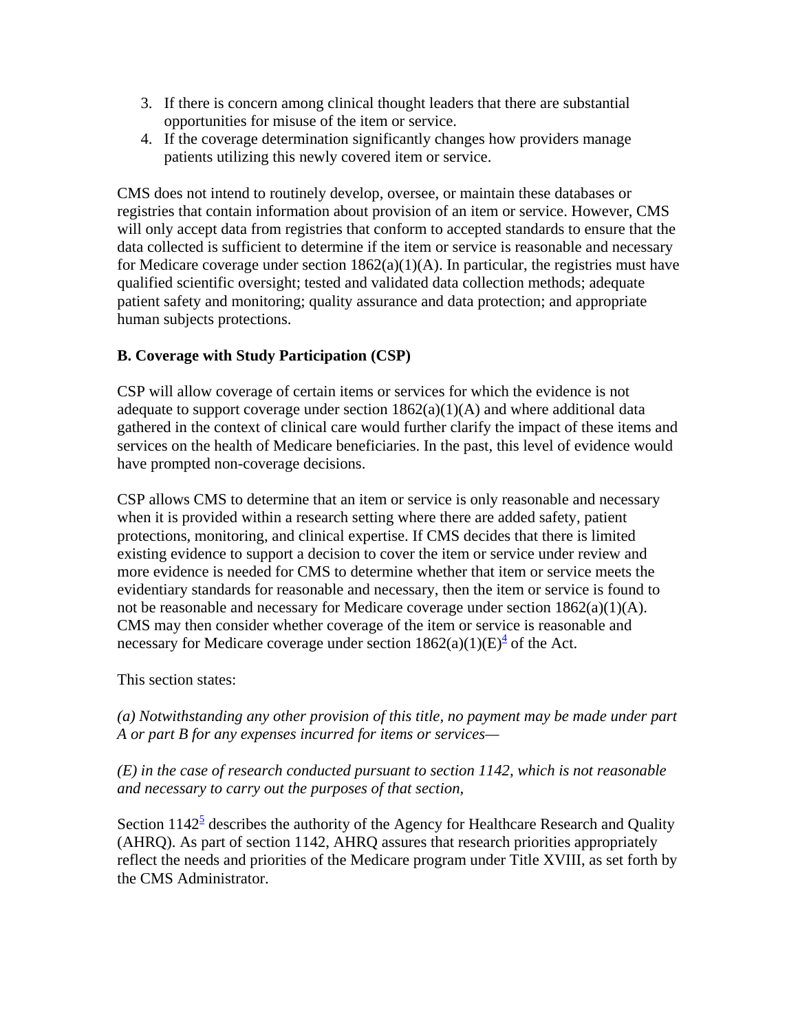3. If there is concern among clinical thought leaders that there are substantial opportunities for misuse of the item or service.
4. If the coverage determination significantly changes how providers manage patients utilizing this newly covered item or service.

CMS does not intend to routinely develop, oversee, or maintain these databases or registries that contain information about provision of an item or service. However, CMS will only accept data from registries that conform to accepted standards to ensure that the data collected is sufficient to determine if the item or service is reasonable and necessary for Medicare coverage under section 1862(a)(1)(A). In particular, the registries must have qualified scientific oversight; tested and validated data collection methods; adequate patient safety and monitoring; quality assurance and data protection; and appropriate human subjects protections.

**B. Coverage with Study Participation (CSP)**

CSP will allow coverage of certain items or services for which the evidence is not adequate to support coverage under section 1862(a)(1)(A) and where additional data gathered in the context of clinical care would further clarify the impact of these items and services on the health of Medicare beneficiaries. In the past, this level of evidence would have prompted non-coverage decisions.

CSP allows CMS to determine that an item or service is only reasonable and necessary when it is provided within a research setting where there are added safety, patient protections, monitoring, and clinical expertise. If CMS decides that there is limited existing evidence to support a decision to cover the item or service under review and more evidence is needed for CMS to determine whether that item or service meets the evidentiary standards for reasonable and necessary, then the item or service is found to not be reasonable and necessary for Medicare coverage under section 1862(a)(1)(A). CMS may then consider whether coverage of the item or service is reasonable and necessary for Medicare coverage under section 1862(a)(1)(E)[4] of the Act.

This section states:

*(a) Notwithstanding any other provision of this title, no payment may be made under part A or part B for any expenses incurred for items or services—*

*(E) in the case of research conducted pursuant to section 1142, which is not reasonable and necessary to carry out the purposes of that section,*

Section 1142[5] describes the authority of the Agency for Healthcare Research and Quality (AHRQ). As part of section 1142, AHRQ assures that research priorities appropriately reflect the needs and priorities of the Medicare program under Title XVIII, as set forth by the CMS Administrator.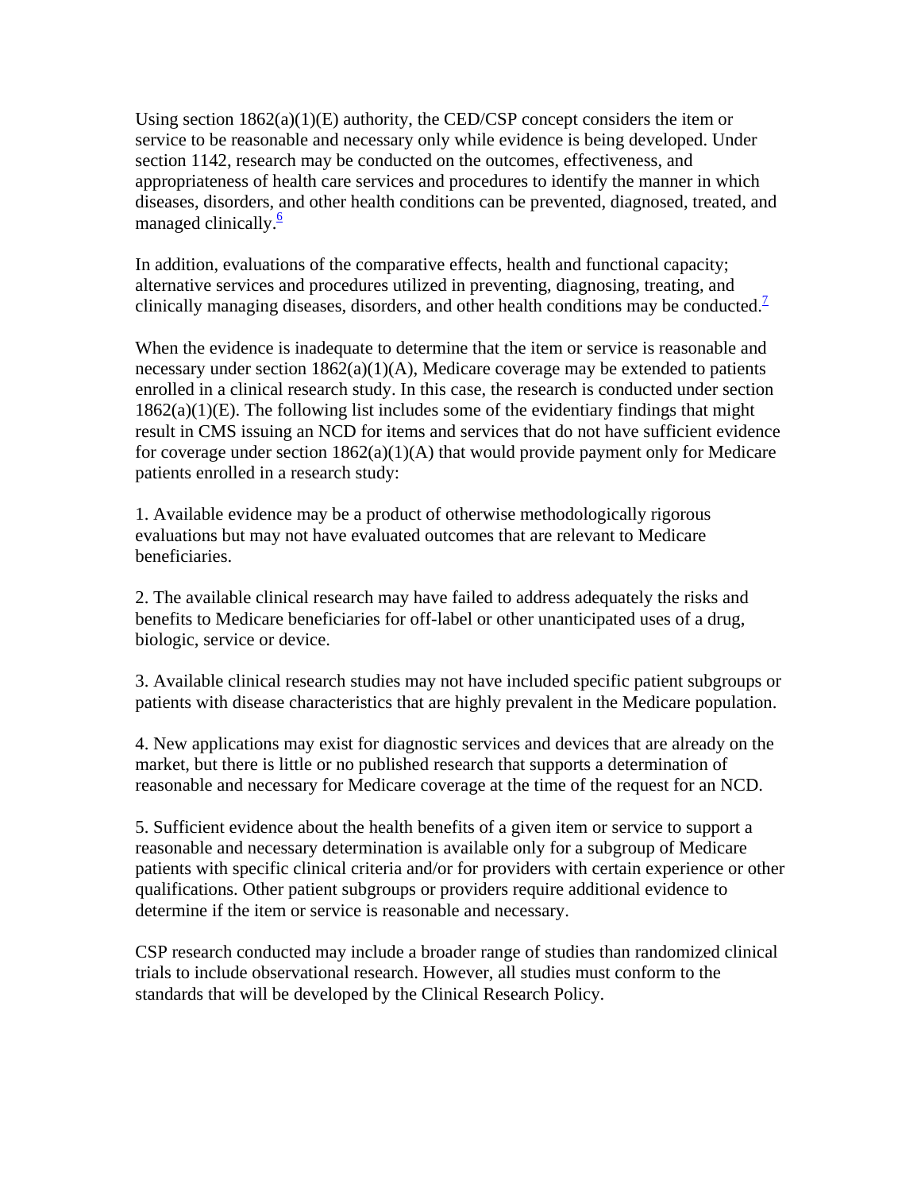Using section 1862(a)(1)(E) authority, the CED/CSP concept considers the item or service to be reasonable and necessary only while evidence is being developed. Under section 1142, research may be conducted on the outcomes, effectiveness, and appropriateness of health care services and procedures to identify the manner in which diseases, disorders, and other health conditions can be prevented, diagnosed, treated, and managed clinically.[6]

In addition, evaluations of the comparative effects, health and functional capacity; alternative services and procedures utilized in preventing, diagnosing, treating, and clinically managing diseases, disorders, and other health conditions may be conducted.[7]

When the evidence is inadequate to determine that the item or service is reasonable and necessary under section 1862(a)(1)(A), Medicare coverage may be extended to patients enrolled in a clinical research study. In this case, the research is conducted under section 1862(a)(1)(E). The following list includes some of the evidentiary findings that might result in CMS issuing an NCD for items and services that do not have sufficient evidence for coverage under section 1862(a)(1)(A) that would provide payment only for Medicare patients enrolled in a research study:

1. Available evidence may be a product of otherwise methodologically rigorous evaluations but may not have evaluated outcomes that are relevant to Medicare beneficiaries.

2. The available clinical research may have failed to address adequately the risks and benefits to Medicare beneficiaries for off-label or other unanticipated uses of a drug, biologic, service or device.

3. Available clinical research studies may not have included specific patient subgroups or patients with disease characteristics that are highly prevalent in the Medicare population.

4. New applications may exist for diagnostic services and devices that are already on the market, but there is little or no published research that supports a determination of reasonable and necessary for Medicare coverage at the time of the request for an NCD.

5. Sufficient evidence about the health benefits of a given item or service to support a reasonable and necessary determination is available only for a subgroup of Medicare patients with specific clinical criteria and/or for providers with certain experience or other qualifications. Other patient subgroups or providers require additional evidence to determine if the item or service is reasonable and necessary.

CSP research conducted may include a broader range of studies than randomized clinical trials to include observational research. However, all studies must conform to the standards that will be developed by the Clinical Research Policy.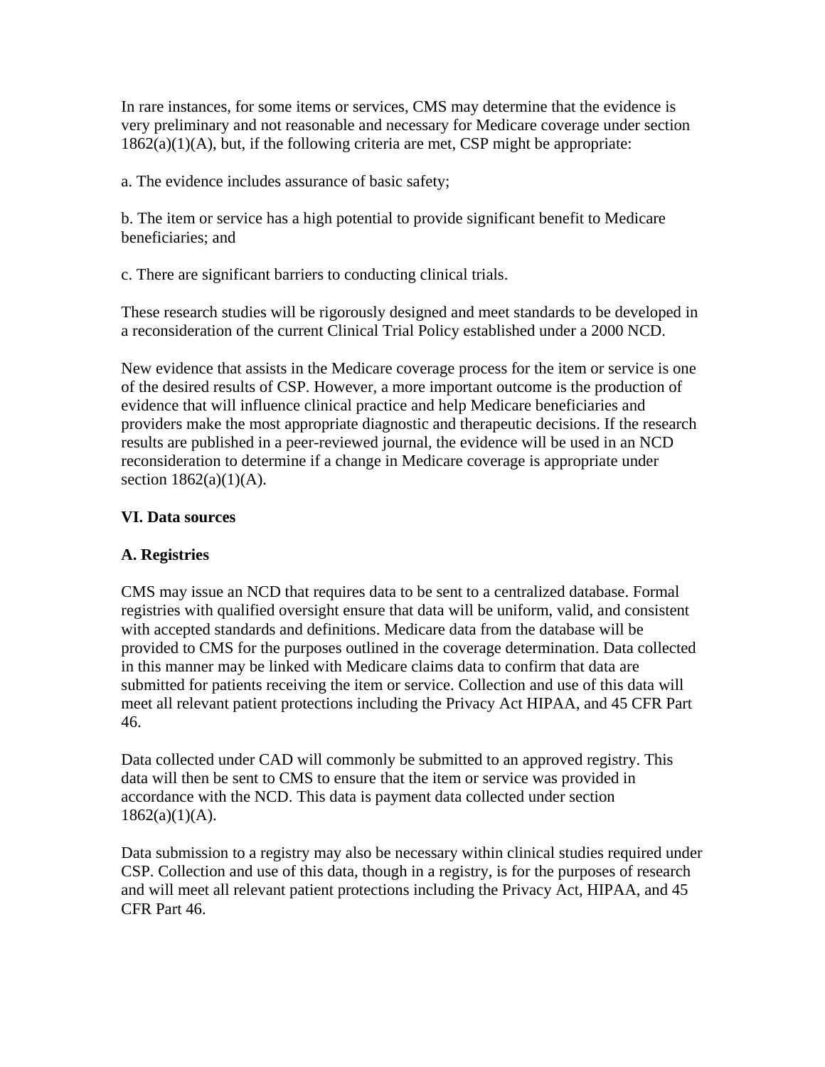In rare instances, for some items or services, CMS may determine that the evidence is very preliminary and not reasonable and necessary for Medicare coverage under section 1862(a)(1)(A), but, if the following criteria are met, CSP might be appropriate:

a. The evidence includes assurance of basic safety;

b. The item or service has a high potential to provide significant benefit to Medicare beneficiaries; and

c. There are significant barriers to conducting clinical trials.

These research studies will be rigorously designed and meet standards to be developed in a reconsideration of the current Clinical Trial Policy established under a 2000 NCD.

New evidence that assists in the Medicare coverage process for the item or service is one of the desired results of CSP. However, a more important outcome is the production of evidence that will influence clinical practice and help Medicare beneficiaries and providers make the most appropriate diagnostic and therapeutic decisions. If the research results are published in a peer-reviewed journal, the evidence will be used in an NCD reconsideration to determine if a change in Medicare coverage is appropriate under section 1862(a)(1)(A).

**VI. Data sources**

**A. Registries**

CMS may issue an NCD that requires data to be sent to a centralized database. Formal registries with qualified oversight ensure that data will be uniform, valid, and consistent with accepted standards and definitions. Medicare data from the database will be provided to CMS for the purposes outlined in the coverage determination. Data collected in this manner may be linked with Medicare claims data to confirm that data are submitted for patients receiving the item or service. Collection and use of this data will meet all relevant patient protections including the Privacy Act HIPAA, and 45 CFR Part 46.

Data collected under CAD will commonly be submitted to an approved registry. This data will then be sent to CMS to ensure that the item or service was provided in accordance with the NCD. This data is payment data collected under section 1862(a)(1)(A).

Data submission to a registry may also be necessary within clinical studies required under CSP. Collection and use of this data, though in a registry, is for the purposes of research and will meet all relevant patient protections including the Privacy Act, HIPAA, and 45 CFR Part 46.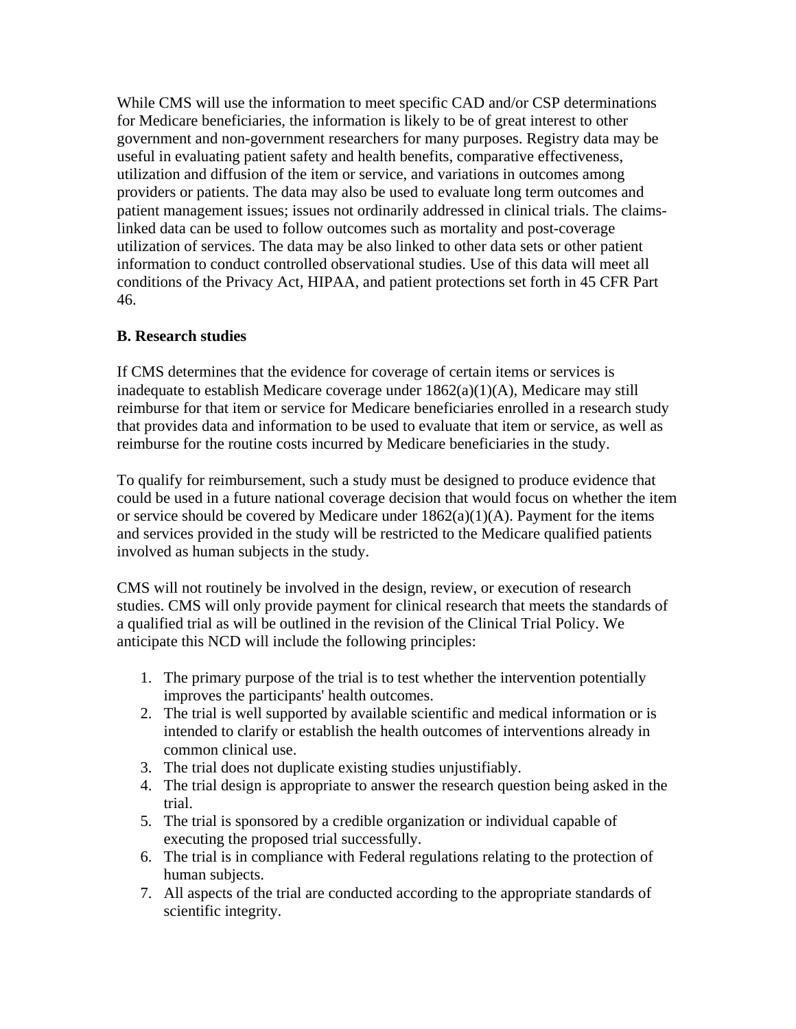While CMS will use the information to meet specific CAD and/or CSP determinations for Medicare beneficiaries, the information is likely to be of great interest to other government and non-government researchers for many purposes. Registry data may be useful in evaluating patient safety and health benefits, comparative effectiveness, utilization and diffusion of the item or service, and variations in outcomes among providers or patients. The data may also be used to evaluate long term outcomes and patient management issues; issues not ordinarily addressed in clinical trials. The claims-linked data can be used to follow outcomes such as mortality and post-coverage utilization of services. The data may be also linked to other data sets or other patient information to conduct controlled observational studies. Use of this data will meet all conditions of the Privacy Act, HIPAA, and patient protections set forth in 45 CFR Part 46.

**B. Research studies**

If CMS determines that the evidence for coverage of certain items or services is inadequate to establish Medicare coverage under 1862(a)(1)(A), Medicare may still reimburse for that item or service for Medicare beneficiaries enrolled in a research study that provides data and information to be used to evaluate that item or service, as well as reimburse for the routine costs incurred by Medicare beneficiaries in the study.

To qualify for reimbursement, such a study must be designed to produce evidence that could be used in a future national coverage decision that would focus on whether the item or service should be covered by Medicare under 1862(a)(1)(A). Payment for the items and services provided in the study will be restricted to the Medicare qualified patients involved as human subjects in the study.

CMS will not routinely be involved in the design, review, or execution of research studies. CMS will only provide payment for clinical research that meets the standards of a qualified trial as will be outlined in the revision of the Clinical Trial Policy. We anticipate this NCD will include the following principles:

1. The primary purpose of the trial is to test whether the intervention potentially improves the participants' health outcomes.
2. The trial is well supported by available scientific and medical information or is intended to clarify or establish the health outcomes of interventions already in common clinical use.
3. The trial does not duplicate existing studies unjustifiably.
4. The trial design is appropriate to answer the research question being asked in the trial.
5. The trial is sponsored by a credible organization or individual capable of executing the proposed trial successfully.
6. The trial is in compliance with Federal regulations relating to the protection of human subjects.
7. All aspects of the trial are conducted according to the appropriate standards of scientific integrity.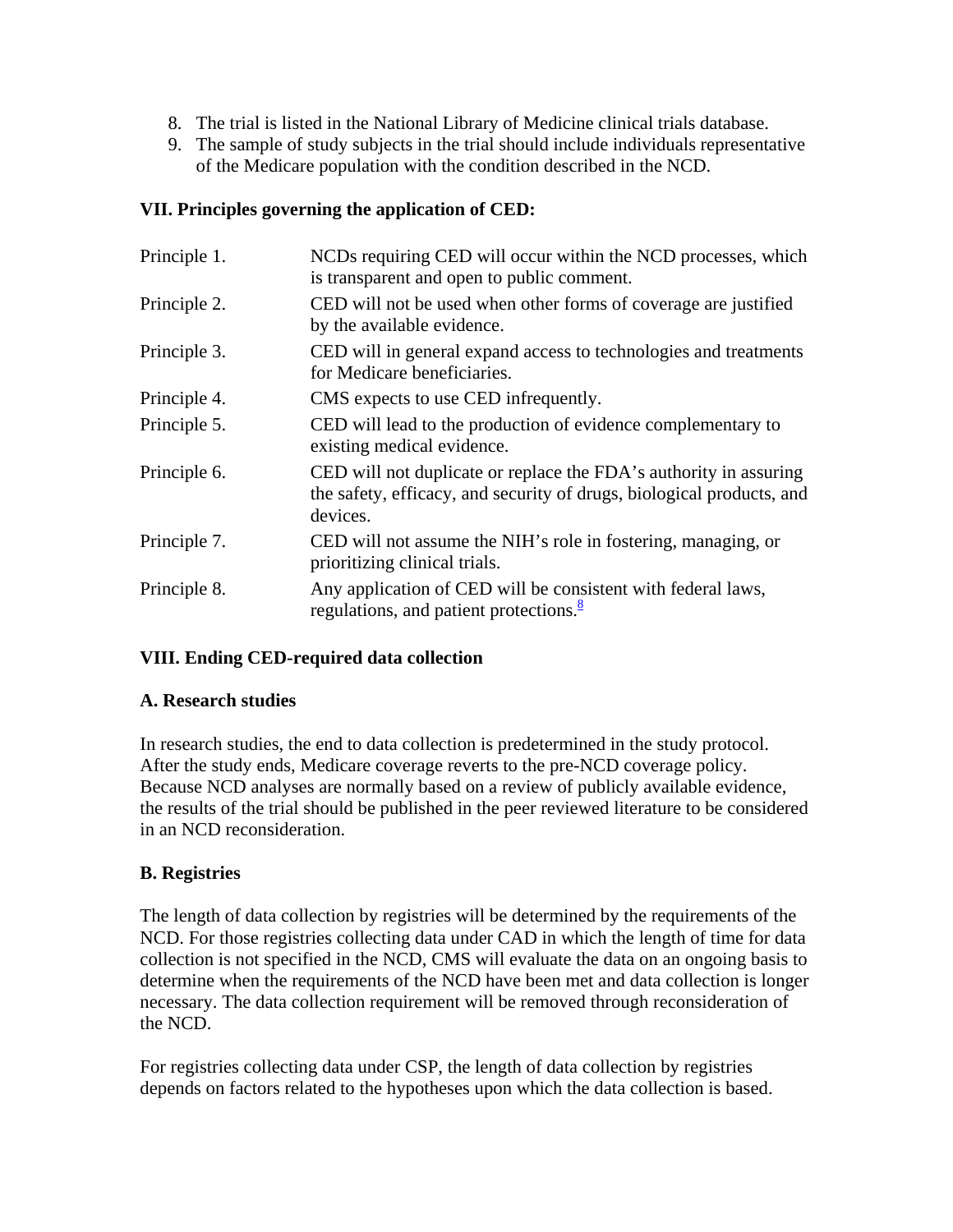8. The trial is listed in the National Library of Medicine clinical trials database.
9. The sample of study subjects in the trial should include individuals representative of the Medicare population with the condition described in the NCD.

**VII. Principles governing the application of CED:**

| | |
|---|---|
| Principle 1. | NCDs requiring CED will occur within the NCD processes, which is transparent and open to public comment. |
| Principle 2. | CED will not be used when other forms of coverage are justified by the available evidence. |
| Principle 3. | CED will in general expand access to technologies and treatments for Medicare beneficiaries. |
| Principle 4. | CMS expects to use CED infrequently. |
| Principle 5. | CED will lead to the production of evidence complementary to existing medical evidence. |
| Principle 6. | CED will not duplicate or replace the FDA's authority in assuring the safety, efficacy, and security of drugs, biological products, and devices. |
| Principle 7. | CED will not assume the NIH's role in fostering, managing, or prioritizing clinical trials. |
| Principle 8. | Any application of CED will be consistent with federal laws, regulations, and patient protections.[8] |

**VIII. Ending CED-required data collection**

**A. Research studies**

In research studies, the end to data collection is predetermined in the study protocol. After the study ends, Medicare coverage reverts to the pre-NCD coverage policy. Because NCD analyses are normally based on a review of publicly available evidence, the results of the trial should be published in the peer reviewed literature to be considered in an NCD reconsideration.

**B. Registries**

The length of data collection by registries will be determined by the requirements of the NCD. For those registries collecting data under CAD in which the length of time for data collection is not specified in the NCD, CMS will evaluate the data on an ongoing basis to determine when the requirements of the NCD have been met and data collection is longer necessary. The data collection requirement will be removed through reconsideration of the NCD.

For registries collecting data under CSP, the length of data collection by registries depends on factors related to the hypotheses upon which the data collection is based.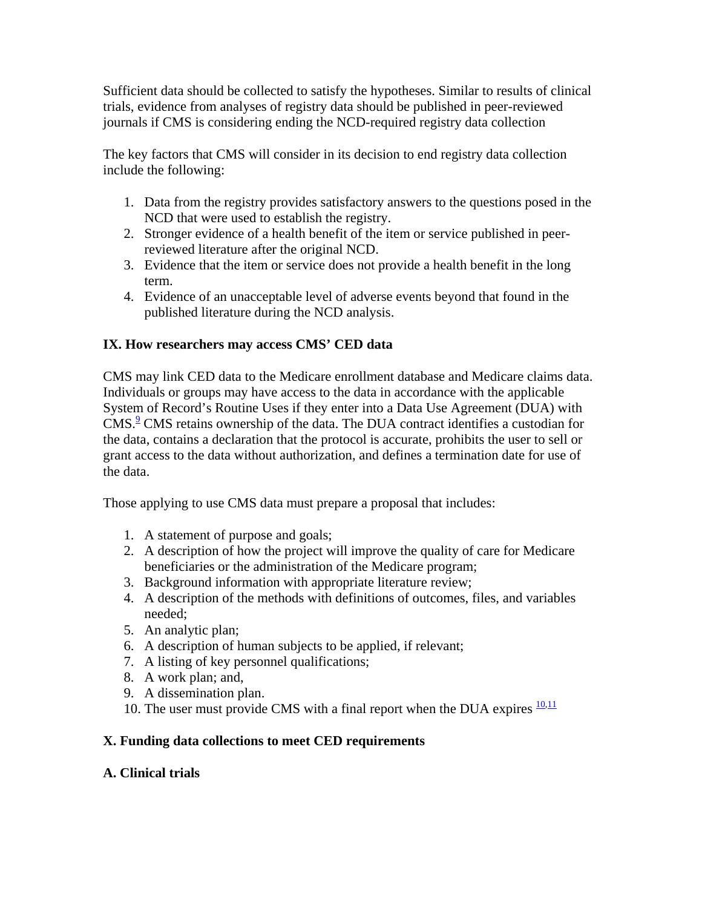Sufficient data should be collected to satisfy the hypotheses. Similar to results of clinical trials, evidence from analyses of registry data should be published in peer-reviewed journals if CMS is considering ending the NCD-required registry data collection

The key factors that CMS will consider in its decision to end registry data collection include the following:

1. Data from the registry provides satisfactory answers to the questions posed in the NCD that were used to establish the registry.
2. Stronger evidence of a health benefit of the item or service published in peer-reviewed literature after the original NCD.
3. Evidence that the item or service does not provide a health benefit in the long term.
4. Evidence of an unacceptable level of adverse events beyond that found in the published literature during the NCD analysis.

### IX. How researchers may access CMS' CED data

CMS may link CED data to the Medicare enrollment database and Medicare claims data. Individuals or groups may have access to the data in accordance with the applicable System of Record's Routine Uses if they enter into a Data Use Agreement (DUA) with CMS.[9] CMS retains ownership of the data. The DUA contract identifies a custodian for the data, contains a declaration that the protocol is accurate, prohibits the user to sell or grant access to the data without authorization, and defines a termination date for use of the data.

Those applying to use CMS data must prepare a proposal that includes:

1. A statement of purpose and goals;
2. A description of how the project will improve the quality of care for Medicare beneficiaries or the administration of the Medicare program;
3. Background information with appropriate literature review;
4. A description of the methods with definitions of outcomes, files, and variables needed;
5. An analytic plan;
6. A description of human subjects to be applied, if relevant;
7. A listing of key personnel qualifications;
8. A work plan; and,
9. A dissemination plan.
10. The user must provide CMS with a final report when the DUA expires [10,11]

### X. Funding data collections to meet CED requirements

#### A. Clinical trials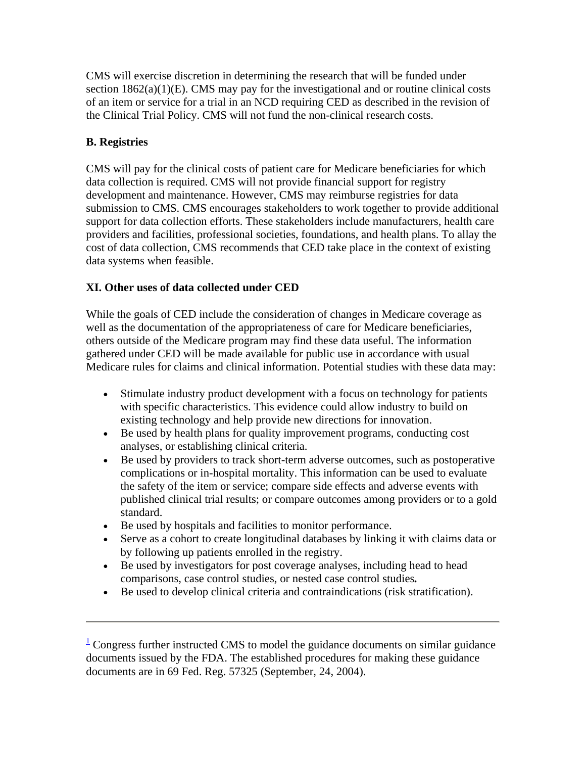CMS will exercise discretion in determining the research that will be funded under section 1862(a)(1)(E). CMS may pay for the investigational and or routine clinical costs of an item or service for a trial in an NCD requiring CED as described in the revision of the Clinical Trial Policy. CMS will not fund the non-clinical research costs.

### B. Registries

CMS will pay for the clinical costs of patient care for Medicare beneficiaries for which data collection is required. CMS will not provide financial support for registry development and maintenance. However, CMS may reimburse registries for data submission to CMS. CMS encourages stakeholders to work together to provide additional support for data collection efforts. These stakeholders include manufacturers, health care providers and facilities, professional societies, foundations, and health plans. To allay the cost of data collection, CMS recommends that CED take place in the context of existing data systems when feasible.

## XI. Other uses of data collected under CED

While the goals of CED include the consideration of changes in Medicare coverage as well as the documentation of the appropriateness of care for Medicare beneficiaries, others outside of the Medicare program may find these data useful. The information gathered under CED will be made available for public use in accordance with usual Medicare rules for claims and clinical information. Potential studies with these data may:

- Stimulate industry product development with a focus on technology for patients with specific characteristics. This evidence could allow industry to build on existing technology and help provide new directions for innovation.
- Be used by health plans for quality improvement programs, conducting cost analyses, or establishing clinical criteria.
- Be used by providers to track short-term adverse outcomes, such as postoperative complications or in-hospital mortality. This information can be used to evaluate the safety of the item or service; compare side effects and adverse events with published clinical trial results; or compare outcomes among providers or to a gold standard.
- Be used by hospitals and facilities to monitor performance.
- Serve as a cohort to create longitudinal databases by linking it with claims data or by following up patients enrolled in the registry.
- Be used by investigators for post coverage analyses, including head to head comparisons, case control studies, or nested case control studies**.**
- Be used to develop clinical criteria and contraindications (risk stratification).

---

[1] Congress further instructed CMS to model the guidance documents on similar guidance documents issued by the FDA. The established procedures for making these guidance documents are in 69 Fed. Reg. 57325 (September, 24, 2004).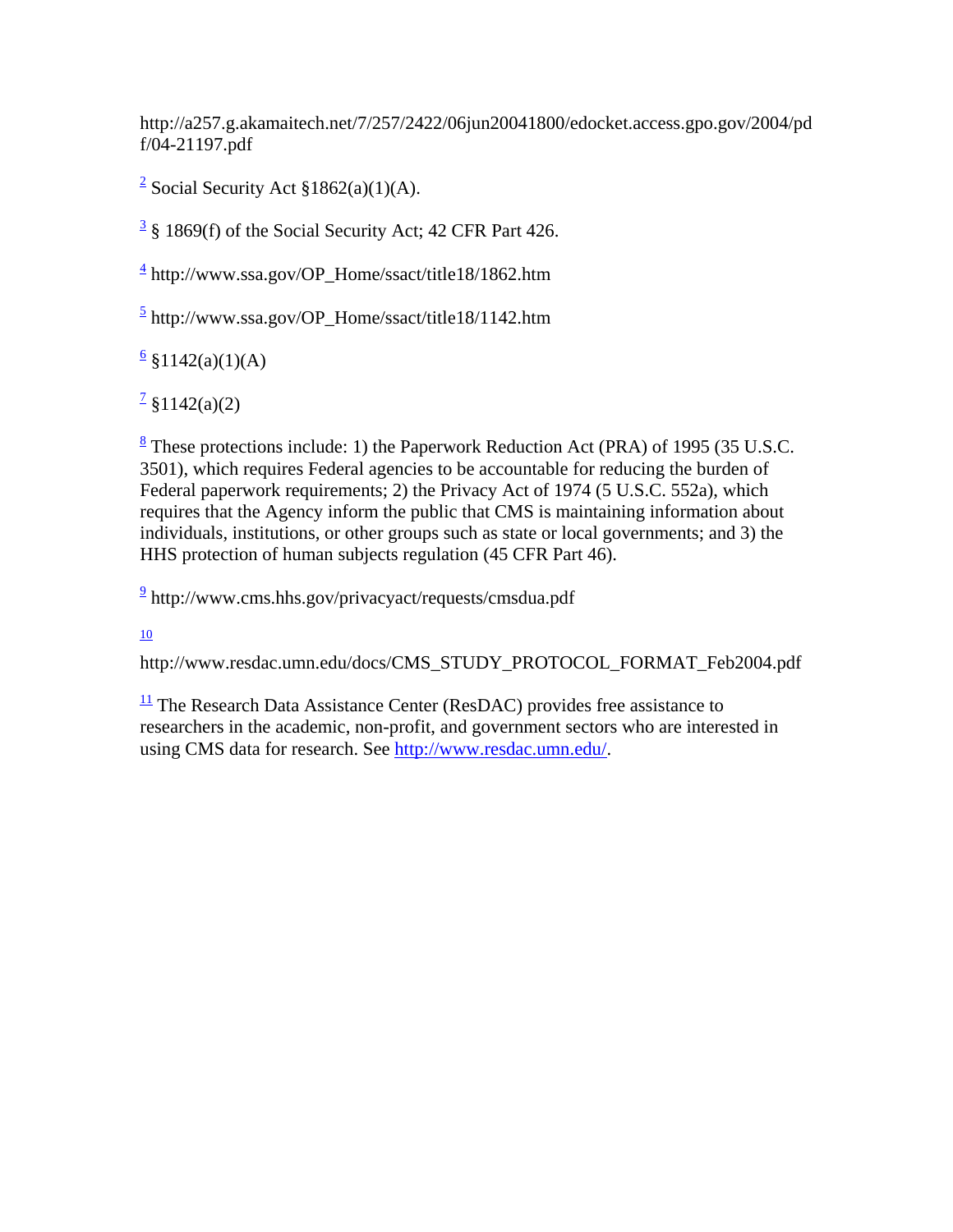http://a257.g.akamaitech.net/7/257/2422/06jun20041800/edocket.access.gpo.gov/2004/pdf/04-21197.pdf

[2] Social Security Act §1862(a)(1)(A).

[3] § 1869(f) of the Social Security Act; 42 CFR Part 426.

[4] http://www.ssa.gov/OP_Home/ssact/title18/1862.htm

[5] http://www.ssa.gov/OP_Home/ssact/title18/1142.htm

[6] §1142(a)(1)(A)

[7] §1142(a)(2)

[8] These protections include: 1) the Paperwork Reduction Act (PRA) of 1995 (35 U.S.C. 3501), which requires Federal agencies to be accountable for reducing the burden of Federal paperwork requirements; 2) the Privacy Act of 1974 (5 U.S.C. 552a), which requires that the Agency inform the public that CMS is maintaining information about individuals, institutions, or other groups such as state or local governments; and 3) the HHS protection of human subjects regulation (45 CFR Part 46).

[9] http://www.cms.hhs.gov/privacyact/requests/cmsdua.pdf

[10]

http://www.resdac.umn.edu/docs/CMS_STUDY_PROTOCOL_FORMAT_Feb2004.pdf

[11] The Research Data Assistance Center (ResDAC) provides free assistance to researchers in the academic, non-profit, and government sectors who are interested in using CMS data for research. See http://www.resdac.umn.edu/.